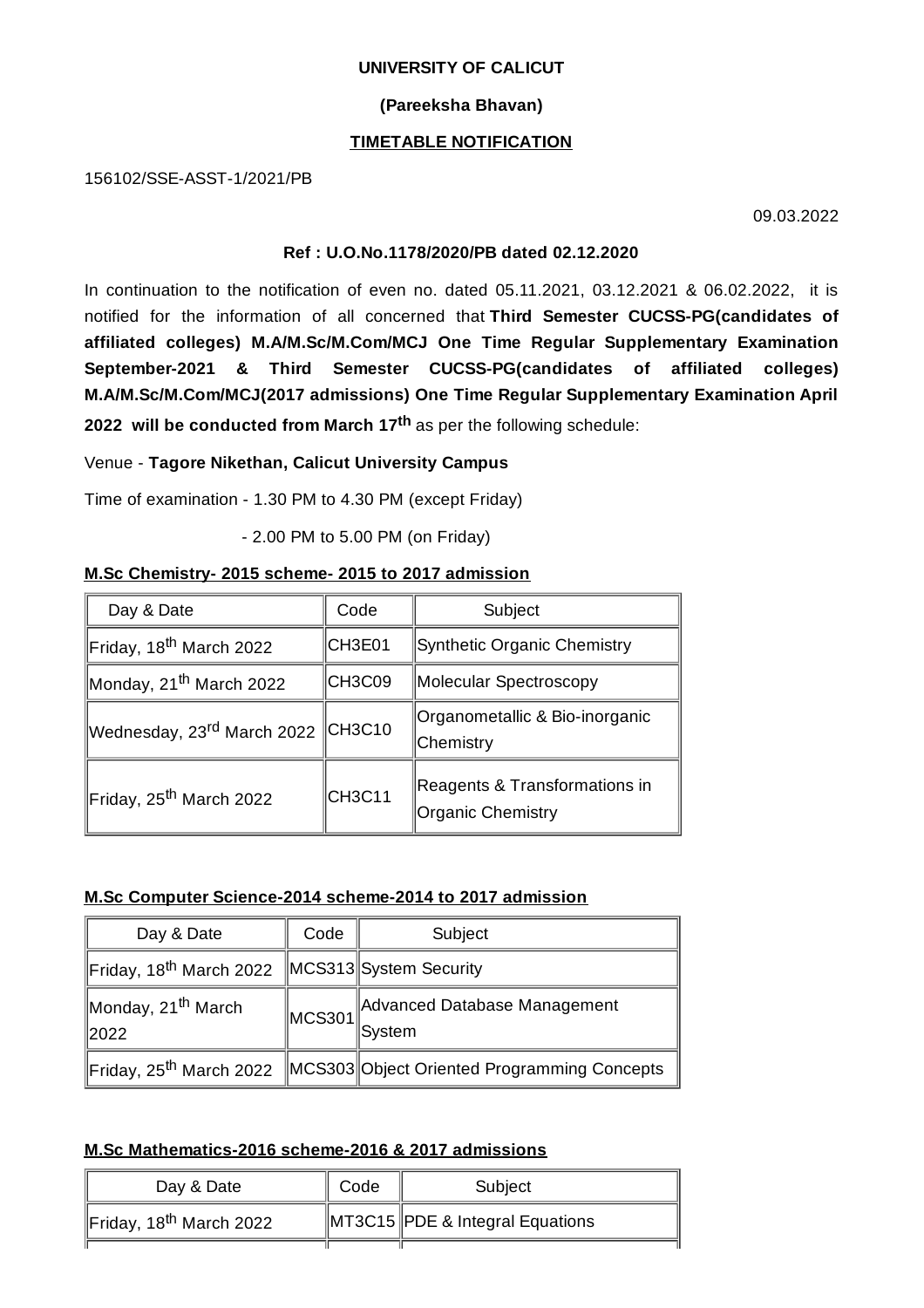**UNIVERSITY OF CALICUT**

**(Pareeksha Bhavan)**

**TIMETABLE NOTIFICATION**

156102/SSE-ASST-1/2021/PB

09.03.2022

**Ref : U.O.No.1178/2020/PB dated 02.12.2020**

In continuation to the notification of even no. dated 05.11.2021, 03.12.2021 & 06.02.2022, it is notified for the information of all concerned that **Third Semester CUCSS-PG(candidates of affiliated colleges) M.A/M.Sc/M.Com/MCJ One Time Regular Supplementary Examination September-2021 & Third Semester CUCSS-PG(candidates of affiliated colleges) M.A/M.Sc/M.Com/MCJ(2017 admissions) One Time Regular Supplementary Examination April 2022 will be conducted from March 17th** as per the following schedule:

Venue - **Tagore Nikethan, Calicut University Campus**

Time of examination - 1.30 PM to 4.30 PM (except Friday)

- 2.00 PM to 5.00 PM (on Friday)

**M.Sc Chemistry- 2015 scheme- 2015 to 2017 admission**

| Day & Date | Code | Subject |
|---|---|---|
| Friday, 18th March 2022 | CH3E01 | Synthetic Organic Chemistry |
| Monday, 21th March 2022 | CH3C09 | Molecular Spectroscopy |
| Wednesday, 23rd March 2022 | CH3C10 | Organometallic & Bio-inorganic Chemistry |
| Friday, 25th March 2022 | CH3C11 | Reagents & Transformations in Organic Chemistry |

**M.Sc Computer Science-2014 scheme-2014 to 2017 admission**

| Day & Date | Code | Subject |
|---|---|---|
| Friday, 18th March 2022 | MCS313 | System Security |
| Monday, 21th March 2022 | MCS301 | Advanced Database Management System |
| Friday, 25th March 2022 | MCS303 | Object Oriented Programming Concepts |

**M.Sc Mathematics-2016 scheme-2016 & 2017 admissions**

| Day & Date | Code | Subject |
|---|---|---|
| Friday, 18th March 2022 | MT3C15 | PDE & Integral Equations |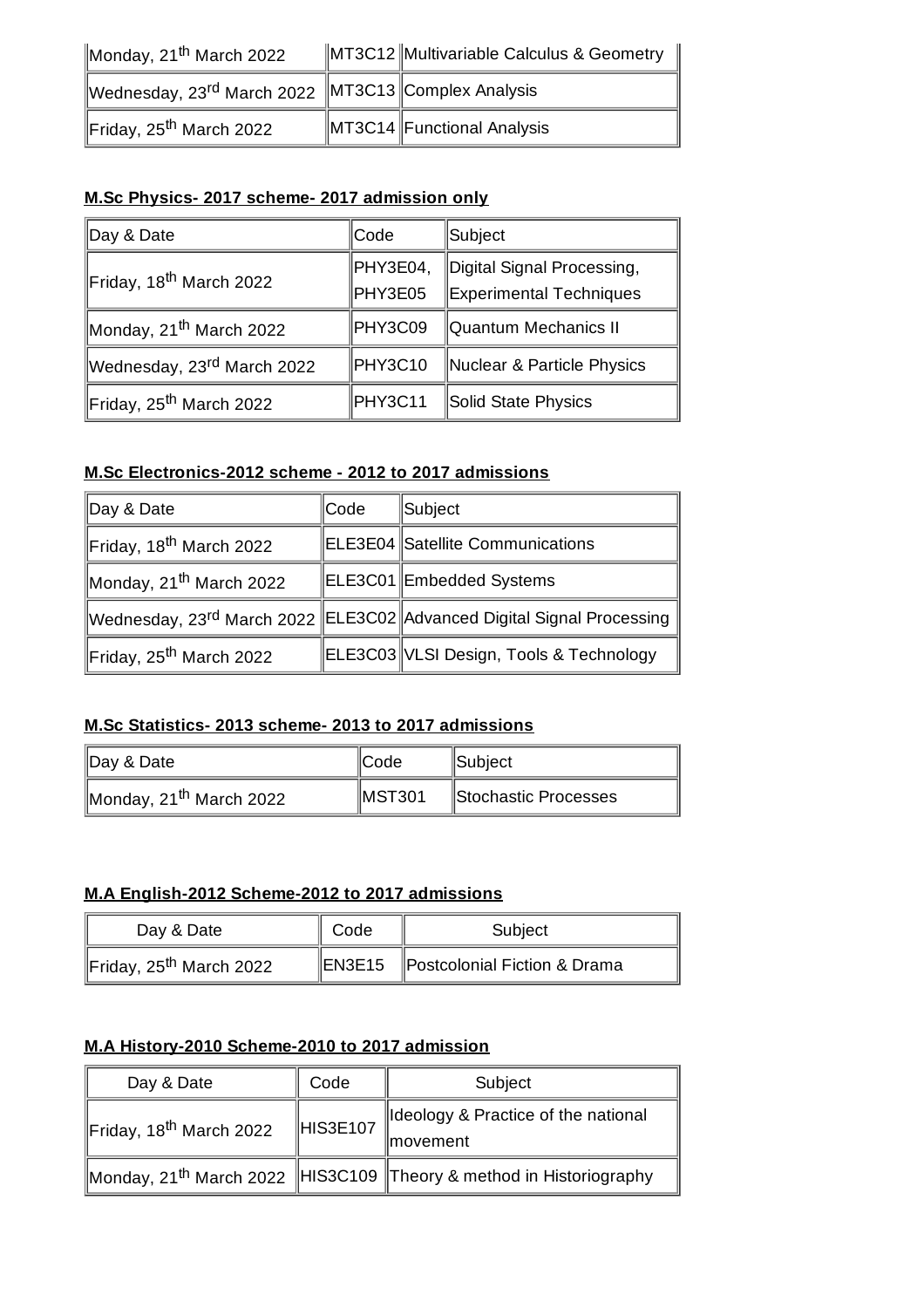| Monday, 21st March 2022 | MT3C12 | Multivariable Calculus & Geometry |
|---|---|---|
| Wednesday, 23rd March 2022 | MT3C13 | Complex Analysis |
| Friday, 25th March 2022 | MT3C14 | Functional Analysis |

**M.Sc Physics- 2017 scheme- 2017 admission only**

| Day & Date | Code | Subject |
|---|---|---|
| Friday, 18th March 2022 | PHY3E04, PHY3E05 | Digital Signal Processing, Experimental Techniques |
| Monday, 21th March 2022 | PHY3C09 | Quantum Mechanics II |
| Wednesday, 23rd March 2022 | PHY3C10 | Nuclear & Particle Physics |
| Friday, 25th March 2022 | PHY3C11 | Solid State Physics |

**M.Sc Electronics-2012 scheme - 2012 to 2017 admissions**

| Day & Date | Code | Subject |
|---|---|---|
| Friday, 18th March 2022 | ELE3E04 | Satellite Communications |
| Monday, 21th March 2022 | ELE3C01 | Embedded Systems |
| Wednesday, 23rd March 2022 | ELE3C02 | Advanced Digital Signal Processing |
| Friday, 25th March 2022 | ELE3C03 | VLSI Design, Tools & Technology |

**M.Sc Statistics- 2013 scheme- 2013 to 2017 admissions**

| Day & Date | Code | Subject |
|---|---|---|
| Monday, 21th March 2022 | MST301 | Stochastic Processes |

**M.A English-2012 Scheme-2012 to 2017 admissions**

| Day & Date | Code | Subject |
|---|---|---|
| Friday, 25th March 2022 | EN3E15 | Postcolonial Fiction & Drama |

**M.A History-2010 Scheme-2010 to 2017 admission**

| Day & Date | Code | Subject |
|---|---|---|
| Friday, 18th March 2022 | HIS3E107 | Ideology & Practice of the national movement |
| Monday, 21th March 2022 | HIS3C109 | Theory & method in Historiography |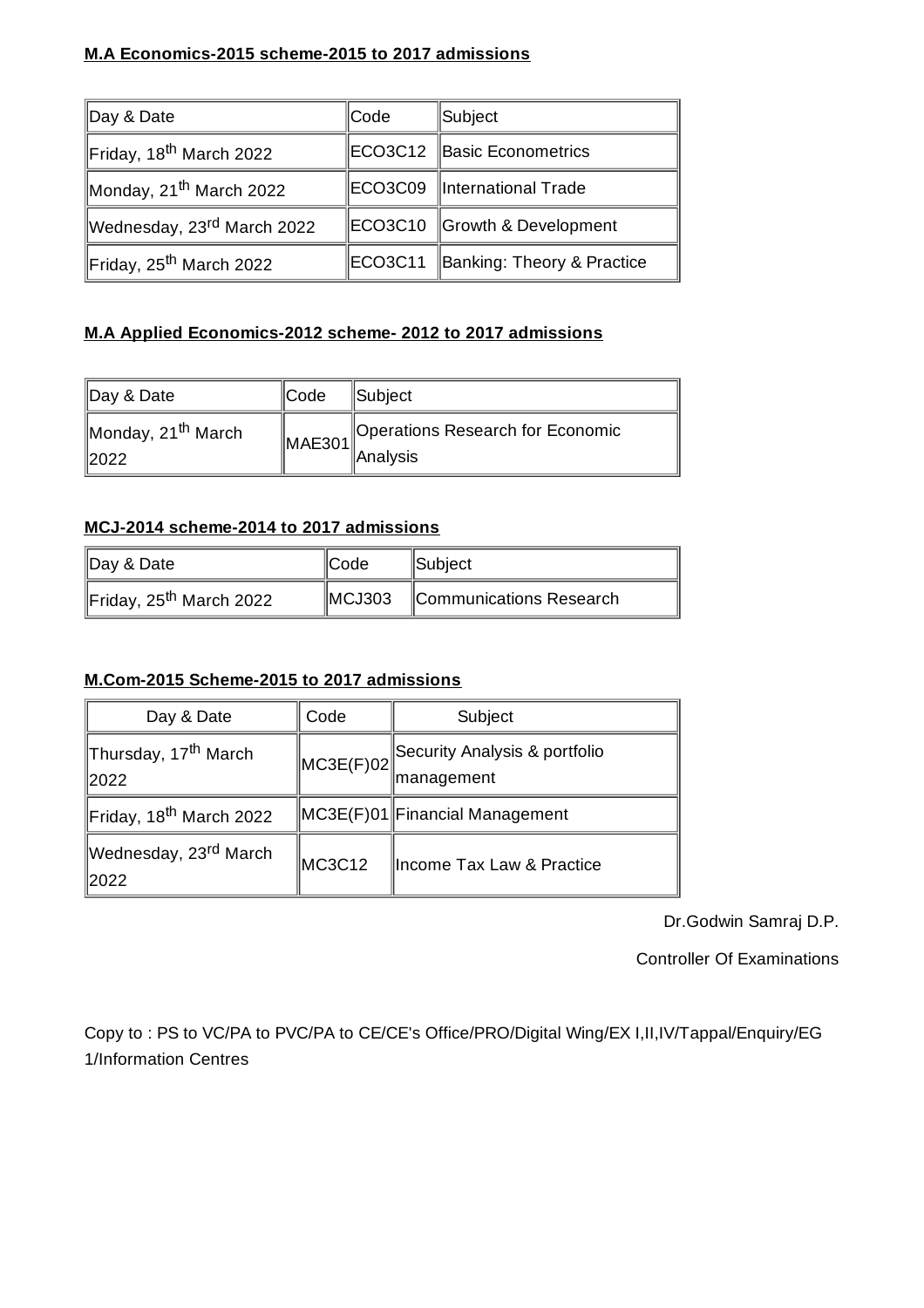**M.A Economics-2015 scheme-2015 to 2017 admissions**

| Day & Date | Code | Subject |
|---|---|---|
| Friday, 18th March 2022 | ECO3C12 | Basic Econometrics |
| Monday, 21th March 2022 | ECO3C09 | International Trade |
| Wednesday, 23rd March 2022 | ECO3C10 | Growth & Development |
| Friday, 25th March 2022 | ECO3C11 | Banking: Theory & Practice |

**M.A Applied Economics-2012 scheme- 2012 to 2017 admissions**

| Day & Date | Code | Subject |
|---|---|---|
| Monday, 21th March 2022 | MAE301 | Operations Research for Economic Analysis |

**MCJ-2014 scheme-2014 to 2017 admissions**

| Day & Date | Code | Subject |
|---|---|---|
| Friday, 25th March 2022 | MCJ303 | Communications Research |

**M.Com-2015 Scheme-2015 to 2017 admissions**

| Day & Date | Code | Subject |
|---|---|---|
| Thursday, 17th March 2022 | MC3E(F)02 | Security Analysis & portfolio management |
| Friday, 18th March 2022 | MC3E(F)01 | Financial Management |
| Wednesday, 23rd March 2022 | MC3C12 | Income Tax Law & Practice |

Dr.Godwin Samraj D.P.

Controller Of Examinations

Copy to : PS to VC/PA to PVC/PA to CE/CE's Office/PRO/Digital Wing/EX I,II,IV/Tappal/Enquiry/EG 1/Information Centres